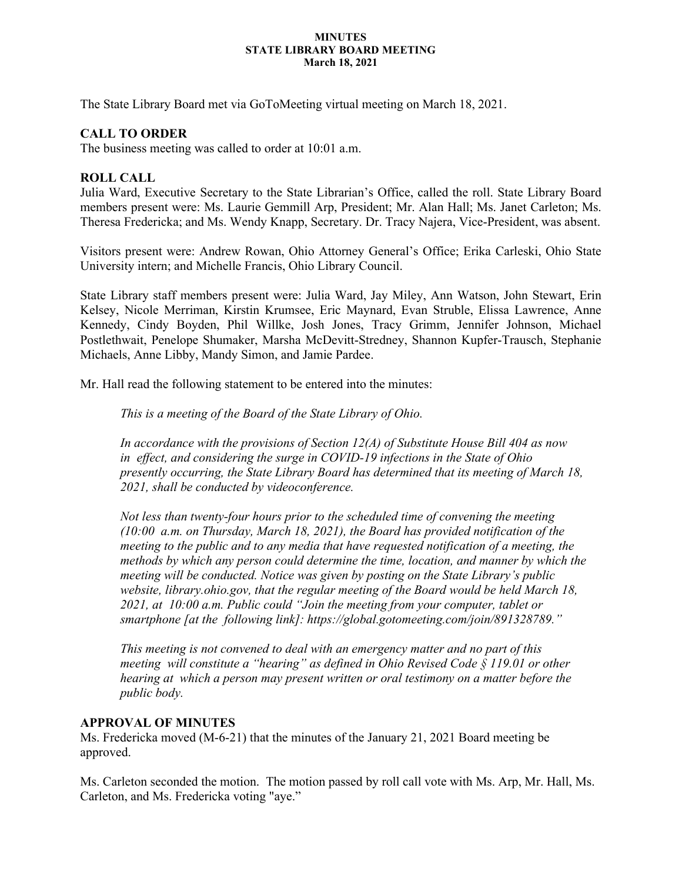**MINUTES**
**STATE LIBRARY BOARD MEETING**
**March 18, 2021**

The State Library Board met via GoToMeeting virtual meeting on March 18, 2021.

## CALL TO ORDER

The business meeting was called to order at 10:01 a.m.

## ROLL CALL

Julia Ward, Executive Secretary to the State Librarian's Office, called the roll. State Library Board members present were: Ms. Laurie Gemmill Arp, President; Mr. Alan Hall; Ms. Janet Carleton; Ms. Theresa Fredericka; and Ms. Wendy Knapp, Secretary. Dr. Tracy Najera, Vice-President, was absent.

Visitors present were: Andrew Rowan, Ohio Attorney General's Office; Erika Carleski, Ohio State University intern; and Michelle Francis, Ohio Library Council.

State Library staff members present were: Julia Ward, Jay Miley, Ann Watson, John Stewart, Erin Kelsey, Nicole Merriman, Kirstin Krumsee, Eric Maynard, Evan Struble, Elissa Lawrence, Anne Kennedy, Cindy Boyden, Phil Willke, Josh Jones, Tracy Grimm, Jennifer Johnson, Michael Postlethwait, Penelope Shumaker, Marsha McDevitt-Stredney, Shannon Kupfer-Trausch, Stephanie Michaels, Anne Libby, Mandy Simon, and Jamie Pardee.

Mr. Hall read the following statement to be entered into the minutes:

> *This is a meeting of the Board of the State Library of Ohio.*
>
> *In accordance with the provisions of Section 12(A) of Substitute House Bill 404 as now in effect, and considering the surge in COVID-19 infections in the State of Ohio presently occurring, the State Library Board has determined that its meeting of March 18, 2021, shall be conducted by videoconference.*
>
> *Not less than twenty-four hours prior to the scheduled time of convening the meeting (10:00 a.m. on Thursday, March 18, 2021), the Board has provided notification of the meeting to the public and to any media that have requested notification of a meeting, the methods by which any person could determine the time, location, and manner by which the meeting will be conducted. Notice was given by posting on the State Library's public website, library.ohio.gov, that the regular meeting of the Board would be held March 18, 2021, at 10:00 a.m. Public could "Join the meeting from your computer, tablet or smartphone [at the following link]: https://global.gotomeeting.com/join/891328789."*
>
> *This meeting is not convened to deal with an emergency matter and no part of this meeting will constitute a "hearing" as defined in Ohio Revised Code § 119.01 or other hearing at which a person may present written or oral testimony on a matter before the public body.*

## APPROVAL OF MINUTES

Ms. Fredericka moved (M-6-21) that the minutes of the January 21, 2021 Board meeting be approved.

Ms. Carleton seconded the motion. The motion passed by roll call vote with Ms. Arp, Mr. Hall, Ms. Carleton, and Ms. Fredericka voting "aye."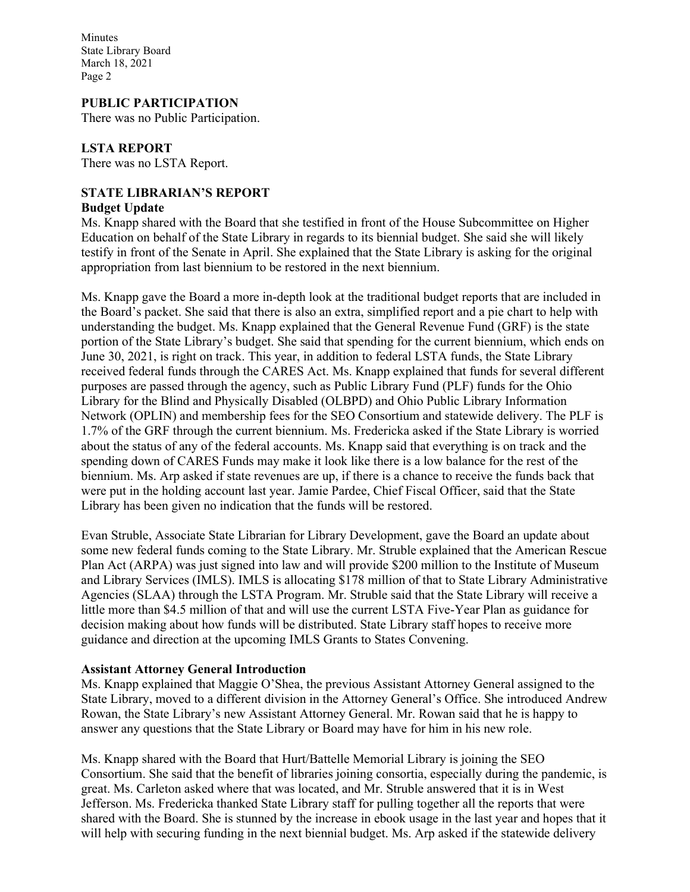## PUBLIC PARTICIPATION

There was no Public Participation.

## LSTA REPORT

There was no LSTA Report.

## STATE LIBRARIAN'S REPORT

### Budget Update

Ms. Knapp shared with the Board that she testified in front of the House Subcommittee on Higher Education on behalf of the State Library in regards to its biennial budget. She said she will likely testify in front of the Senate in April. She explained that the State Library is asking for the original appropriation from last biennium to be restored in the next biennium.

Ms. Knapp gave the Board a more in-depth look at the traditional budget reports that are included in the Board's packet. She said that there is also an extra, simplified report and a pie chart to help with understanding the budget. Ms. Knapp explained that the General Revenue Fund (GRF) is the state portion of the State Library's budget. She said that spending for the current biennium, which ends on June 30, 2021, is right on track. This year, in addition to federal LSTA funds, the State Library received federal funds through the CARES Act. Ms. Knapp explained that funds for several different purposes are passed through the agency, such as Public Library Fund (PLF) funds for the Ohio Library for the Blind and Physically Disabled (OLBPD) and Ohio Public Library Information Network (OPLIN) and membership fees for the SEO Consortium and statewide delivery. The PLF is 1.7% of the GRF through the current biennium. Ms. Fredericka asked if the State Library is worried about the status of any of the federal accounts. Ms. Knapp said that everything is on track and the spending down of CARES Funds may make it look like there is a low balance for the rest of the biennium. Ms. Arp asked if state revenues are up, if there is a chance to receive the funds back that were put in the holding account last year. Jamie Pardee, Chief Fiscal Officer, said that the State Library has been given no indication that the funds will be restored.

Evan Struble, Associate State Librarian for Library Development, gave the Board an update about some new federal funds coming to the State Library. Mr. Struble explained that the American Rescue Plan Act (ARPA) was just signed into law and will provide $200 million to the Institute of Museum and Library Services (IMLS). IMLS is allocating $178 million of that to State Library Administrative Agencies (SLAA) through the LSTA Program. Mr. Struble said that the State Library will receive a little more than $4.5 million of that and will use the current LSTA Five-Year Plan as guidance for decision making about how funds will be distributed. State Library staff hopes to receive more guidance and direction at the upcoming IMLS Grants to States Convening.

### Assistant Attorney General Introduction

Ms. Knapp explained that Maggie O'Shea, the previous Assistant Attorney General assigned to the State Library, moved to a different division in the Attorney General's Office. She introduced Andrew Rowan, the State Library's new Assistant Attorney General. Mr. Rowan said that he is happy to answer any questions that the State Library or Board may have for him in his new role.

Ms. Knapp shared with the Board that Hurt/Battelle Memorial Library is joining the SEO Consortium. She said that the benefit of libraries joining consortia, especially during the pandemic, is great. Ms. Carleton asked where that was located, and Mr. Struble answered that it is in West Jefferson. Ms. Fredericka thanked State Library staff for pulling together all the reports that were shared with the Board. She is stunned by the increase in ebook usage in the last year and hopes that it will help with securing funding in the next biennial budget. Ms. Arp asked if the statewide delivery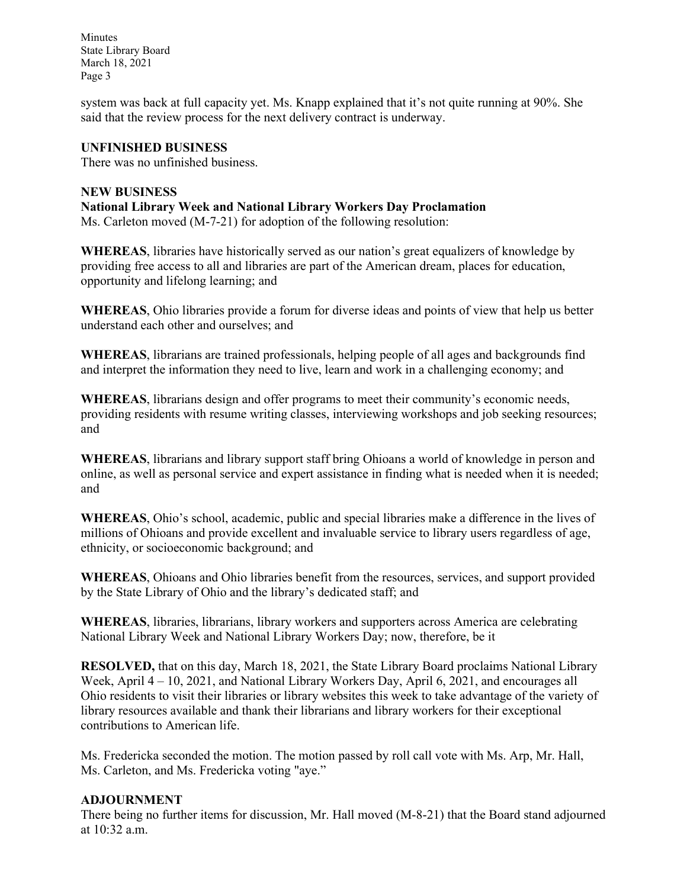system was back at full capacity yet. Ms. Knapp explained that it's not quite running at 90%. She said that the review process for the next delivery contract is underway.

**UNFINISHED BUSINESS**

There was no unfinished business.

**NEW BUSINESS**

**National Library Week and National Library Workers Day Proclamation**

Ms. Carleton moved (M-7-21) for adoption of the following resolution:

**WHEREAS**, libraries have historically served as our nation's great equalizers of knowledge by providing free access to all and libraries are part of the American dream, places for education, opportunity and lifelong learning; and

**WHEREAS**, Ohio libraries provide a forum for diverse ideas and points of view that help us better understand each other and ourselves; and

**WHEREAS**, librarians are trained professionals, helping people of all ages and backgrounds find and interpret the information they need to live, learn and work in a challenging economy; and

**WHEREAS**, librarians design and offer programs to meet their community's economic needs, providing residents with resume writing classes, interviewing workshops and job seeking resources; and

**WHEREAS**, librarians and library support staff bring Ohioans a world of knowledge in person and online, as well as personal service and expert assistance in finding what is needed when it is needed; and

**WHEREAS**, Ohio's school, academic, public and special libraries make a difference in the lives of millions of Ohioans and provide excellent and invaluable service to library users regardless of age, ethnicity, or socioeconomic background; and

**WHEREAS**, Ohioans and Ohio libraries benefit from the resources, services, and support provided by the State Library of Ohio and the library's dedicated staff; and

**WHEREAS**, libraries, librarians, library workers and supporters across America are celebrating National Library Week and National Library Workers Day; now, therefore, be it

**RESOLVED,** that on this day, March 18, 2021, the State Library Board proclaims National Library Week, April 4 – 10, 2021, and National Library Workers Day, April 6, 2021, and encourages all Ohio residents to visit their libraries or library websites this week to take advantage of the variety of library resources available and thank their librarians and library workers for their exceptional contributions to American life.

Ms. Fredericka seconded the motion. The motion passed by roll call vote with Ms. Arp, Mr. Hall, Ms. Carleton, and Ms. Fredericka voting "aye."

**ADJOURNMENT**

There being no further items for discussion, Mr. Hall moved (M-8-21) that the Board stand adjourned at 10:32 a.m.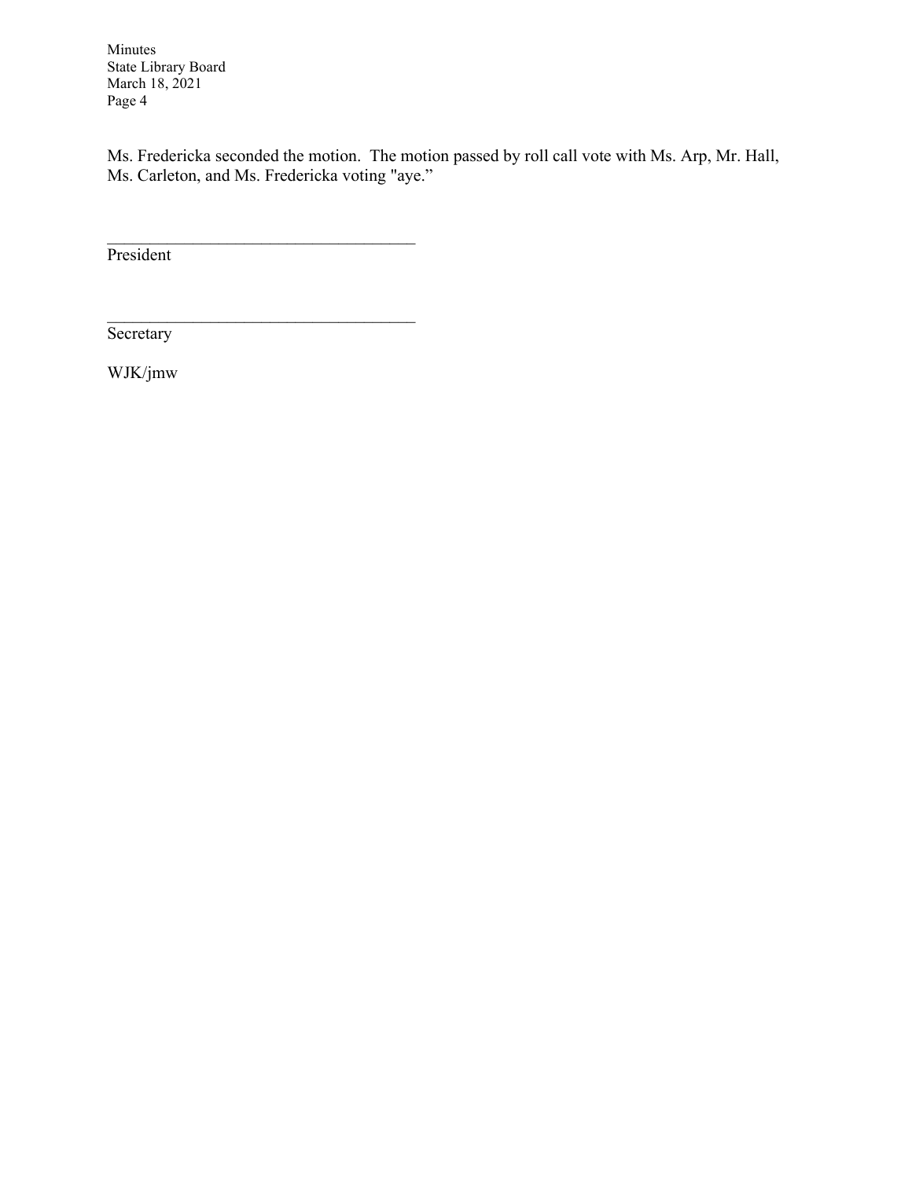Ms. Fredericka seconded the motion. The motion passed by roll call vote with Ms. Arp, Mr. Hall, Ms. Carleton, and Ms. Fredericka voting "aye."

____________________________________
President

____________________________________
Secretary

WJK/jmw